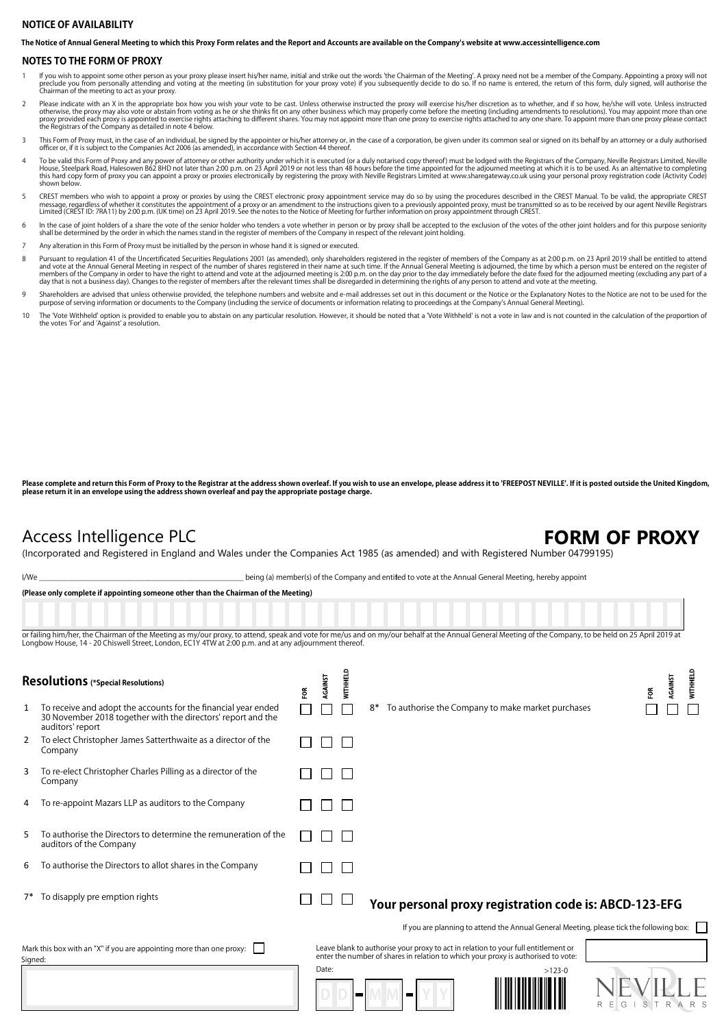## NOTICE OF AVAILABILITY

**The Notice of Annual General Meeting to which this Proxy Form relates and the Report and Accounts are available on the Company's website at www.accessintelligence.com**

## NOTES TO THE FORM OF PROXY

1. If you wish to appoint some other person as your proxy please insert his/her name, initial and strike out the words 'the Chairman of the Meeting'. A proxy need not be a member of the Company. Appointing a proxy will not preclude you from personally attending and voting at the meeting (in substitution for your proxy vote) if you subsequently decide to do so. If no name is entered, the return of this form, duly signed, will authorise the Chairman of the meeting to act as your proxy.
2. Please indicate with an X in the appropriate box how you wish your vote to be cast. Unless otherwise instructed the proxy will exercise his/her discretion as to whether, and if so how, he/she will vote. Unless instructed otherwise, the proxy may also vote or abstain from voting as he or she thinks fit on any other business which may properly come before the meeting (including amendments to resolutions). You may appoint more than one proxy provided each proxy is appointed to exercise rights attaching to different shares. You may not appoint more than one proxy to exercise rights attached to any one share. To appoint more than one proxy please contact the Registrars of the Company as detailed in note 4 below.
3. This Form of Proxy must, in the case of an individual, be signed by the appointer or his/her attorney or, in the case of a corporation, be given under its common seal or signed on its behalf by an attorney or a duly authorised officer or, if it is subject to the Companies Act 2006 (as amended), in accordance with Section 44 thereof.
4. To be valid this Form of Proxy and any power of attorney or other authority under which it is executed (or a duly notarised copy thereof) must be lodged with the Registrars of the Company, Neville Registrars Limited, Neville House, Steelpark Road, Halesowen B62 8HD not later than 2:00 p.m. on 23 April 2019 or not less than 48 hours before the time appointed for the adjourned meeting at which it is to be used. As an alternative to completing this hard copy form of proxy you can appoint a proxy or proxies electronically by registering the proxy with Neville Registrars Limited at www.sharegateway.co.uk using your personal proxy registration code (Activity Code) shown below.
5. CREST members who wish to appoint a proxy or proxies by using the CREST electronic proxy appointment service may do so by using the procedures described in the CREST Manual. To be valid, the appropriate CREST message, regardless of whether it constitutes the appointment of a proxy or an amendment to the instructions given to a previously appointed proxy, must be transmitted so as to be received by our agent Neville Registrars Limited (CREST ID: 7RA11) by 2:00 p.m. (UK time) on 23 April 2019. See the notes to the Notice of Meeting for further information on proxy appointment through CREST.
6. In the case of joint holders of a share the vote of the senior holder who tenders a vote whether in person or by proxy shall be accepted to the exclusion of the votes of the other joint holders and for this purpose seniority shall be determined by the order in which the names stand in the register of members of the Company in respect of the relevant joint holding.
7. Any alteration in this Form of Proxy must be initialled by the person in whose hand it is signed or executed.
8. Pursuant to regulation 41 of the Uncertificated Securities Regulations 2001 (as amended), only shareholders registered in the register of members of the Company as at 2:00 p.m. on 23 April 2019 shall be entitled to attend and vote at the Annual General Meeting in respect of the number of shares registered in their name at such time. If the Annual General Meeting is adjourned, the time by which a person must be entered on the register of members of the Company in order to have the right to attend and vote at the adjourned meeting is 2:00 p.m. on the day prior to the day immediately before the date fixed for the adjourned meeting (excluding any part of a day that is not a business day). Changes to the register of members after the relevant times shall be disregarded in determining the rights of any person to attend and vote at the meeting.
9. Shareholders are advised that unless otherwise provided, the telephone numbers and website and e-mail addresses set out in this document or the Notice or the Explanatory Notes to the Notice are not to be used for the purpose of serving information or documents to the Company (including the service of documents or information relating to proceedings at the Company's Annual General Meeting).
10. The 'Vote Withheld' option is provided to enable you to abstain on any particular resolution. However, it should be noted that a 'Vote Withheld' is not a vote in law and is not counted in the calculation of the proportion of the votes 'For' and 'Against' a resolution.

**Please complete and return this Form of Proxy to the Registrar at the address shown overleaf. If you wish to use an envelope, please address it to 'FREEPOST NEVILLE'. If it is posted outside the United Kingdom, please return it in an envelope using the address shown overleaf and pay the appropriate postage charge.**

# Access Intelligence PLC

# FORM OF PROXY

(Incorporated and Registered in England and Wales under the Companies Act 1985 (as amended) and with Registered Number 04799195)

I/We ______________________________ being (a) member(s) of the Company and entitled to vote at the Annual General Meeting, hereby appoint

**(Please only complete if appointing someone other than the Chairman of the Meeting)**

or failing him/her, the Chairman of the Meeting as my/our proxy, to attend, speak and vote for me/us and on my/our behalf at the Annual General Meeting of the Company, to be held on 25 April 2019 at Longbow House, 14 - 20 Chiswell Street, London, EC1Y 4TW at 2:00 p.m. and at any adjournment thereof.

## Resolutions (*Special Resolutions)

| | Resolution | FOR | AGAINST | WITHHELD |
|---|---|---|---|---|
| 1 | To receive and adopt the accounts for the financial year ended 30 November 2018 together with the directors' report and the auditors' report | ☐ | ☐ | ☐ |
| 2 | To elect Christopher James Satterthwaite as a director of the Company | ☐ | ☐ | ☐ |
| 3 | To re-elect Christopher Charles Pilling as a director of the Company | ☐ | ☐ | ☐ |
| 4 | To re-appoint Mazars LLP as auditors to the Company | ☐ | ☐ | ☐ |
| 5 | To authorise the Directors to determine the remuneration of the auditors of the Company | ☐ | ☐ | ☐ |
| 6 | To authorise the Directors to allot shares in the Company | ☐ | ☐ | ☐ |
| 7* | To disapply pre emption rights | ☐ | ☐ | ☐ |
| 8* | To authorise the Company to make market purchases | ☐ | ☐ | ☐ |

**Your personal proxy registration code is: ABCD-123-EFG**

If you are planning to attend the Annual General Meeting, please tick the following box: ☐

Mark this box with an "X" if you are appointing more than one proxy: ☐

Leave blank to authorise your proxy to act in relation to your full entitlement or enter the number of shares in relation to which your proxy is authorised to vote:

Signed:

Date: DD - MM - YY

>123-0

NEVILLE REGISTRARS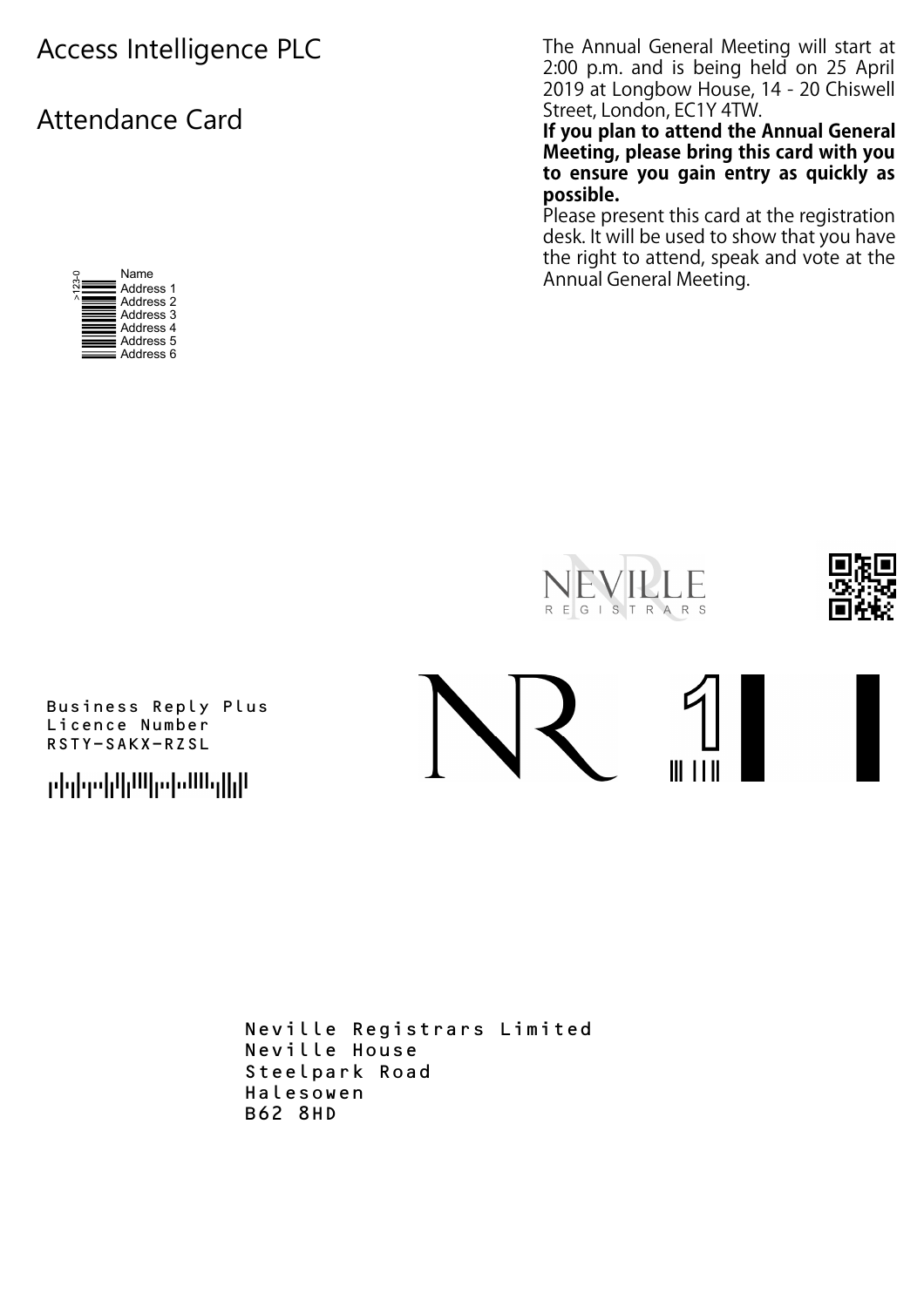# Access Intelligence PLC

## Attendance Card

The Annual General Meeting will start at 2:00 p.m. and is being held on 25 April 2019 at Longbow House, 14 - 20 Chiswell Street, London, EC1Y 4TW.

**If you plan to attend the Annual General Meeting, please bring this card with you to ensure you gain entry as quickly as possible.**

Please present this card at the registration desk. It will be used to show that you have the right to attend, speak and vote at the Annual General Meeting.

>123-0

Name
Address 1
Address 2
Address 3
Address 4
Address 5
Address 6

NEVILLE
REGISTRARS

Business Reply Plus
Licence Number
RSTY-SAKX-RZSL

NR 1

Neville Registrars Limited
Neville House
Steelpark Road
Halesowen
B62 8HD